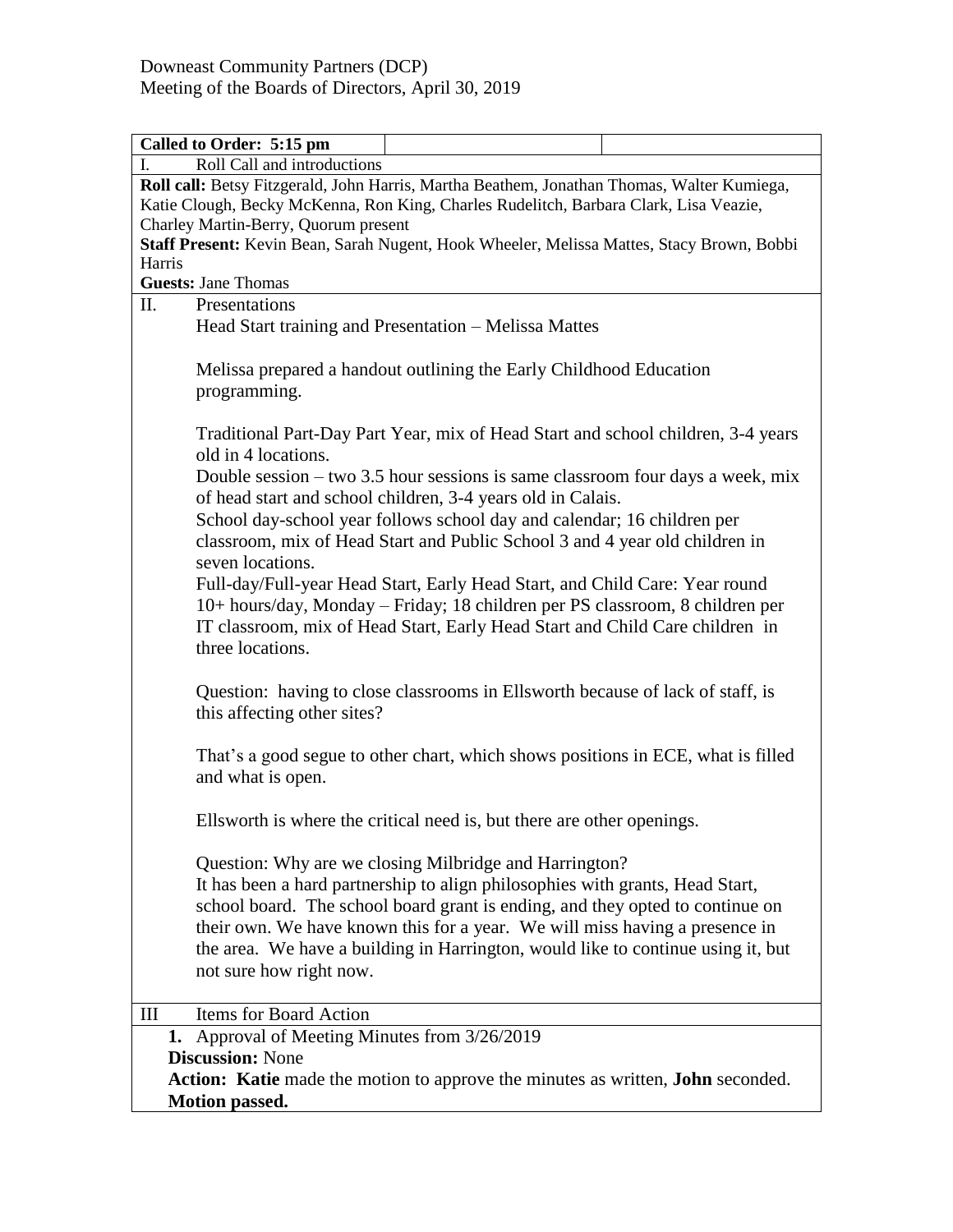Downeast Community Partners (DCP)
Meeting of the Boards of Directors, April 30, 2019

**Called to Order: 5:15 pm**

I. Roll Call and introductions

**Roll call:** Betsy Fitzgerald, John Harris, Martha Beathem, Jonathan Thomas, Walter Kumiega, Katie Clough, Becky McKenna, Ron King, Charles Rudelitch, Barbara Clark, Lisa Veazie, Charley Martin-Berry, Quorum present

**Staff Present:** Kevin Bean, Sarah Nugent, Hook Wheeler, Melissa Mattes, Stacy Brown, Bobbi Harris

**Guests:** Jane Thomas

II. Presentations

Head Start training and Presentation – Melissa Mattes

Melissa prepared a handout outlining the Early Childhood Education programming.

Traditional Part-Day Part Year, mix of Head Start and school children, 3-4 years old in 4 locations.
Double session – two 3.5 hour sessions is same classroom four days a week, mix of head start and school children, 3-4 years old in Calais.
School day-school year follows school day and calendar; 16 children per classroom, mix of Head Start and Public School 3 and 4 year old children in seven locations.
Full-day/Full-year Head Start, Early Head Start, and Child Care: Year round 10+ hours/day, Monday – Friday; 18 children per PS classroom, 8 children per IT classroom, mix of Head Start, Early Head Start and Child Care children in three locations.

Question: having to close classrooms in Ellsworth because of lack of staff, is this affecting other sites?

That's a good segue to other chart, which shows positions in ECE, what is filled and what is open.

Ellsworth is where the critical need is, but there are other openings.

Question: Why are we closing Milbridge and Harrington?
It has been a hard partnership to align philosophies with grants, Head Start, school board. The school board grant is ending, and they opted to continue on their own. We have known this for a year. We will miss having a presence in the area. We have a building in Harrington, would like to continue using it, but not sure how right now.

III Items for Board Action

1. Approval of Meeting Minutes from 3/26/2019

**Discussion:** None

**Action: Katie** made the motion to approve the minutes as written, **John** seconded. **Motion passed.**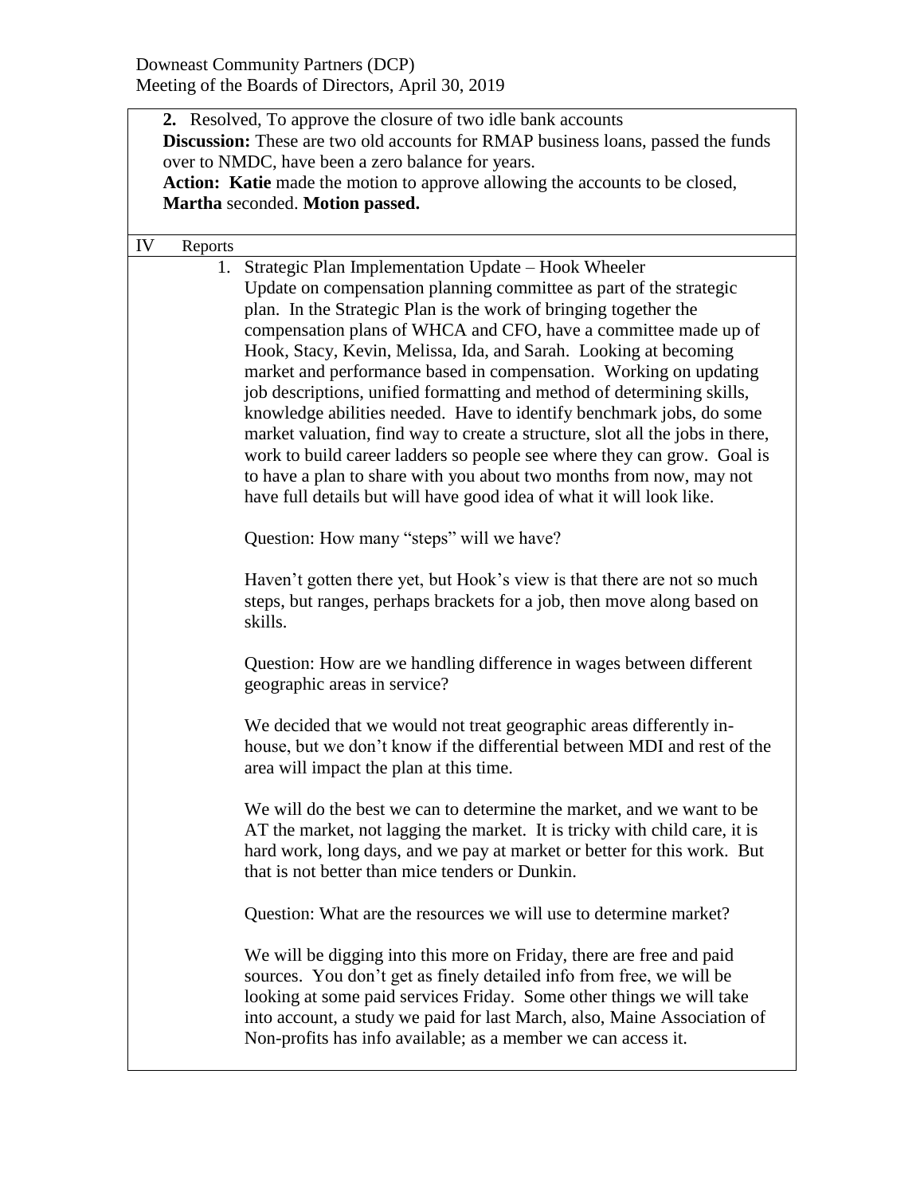Downeast Community Partners (DCP)
Meeting of the Boards of Directors, April 30, 2019

**2.** Resolved, To approve the closure of two idle bank accounts
**Discussion:** These are two old accounts for RMAP business loans, passed the funds over to NMDC, have been a zero balance for years.
**Action: Katie** made the motion to approve allowing the accounts to be closed, **Martha** seconded. **Motion passed.**

## IV Reports

1. Strategic Plan Implementation Update – Hook Wheeler
   Update on compensation planning committee as part of the strategic plan. In the Strategic Plan is the work of bringing together the compensation plans of WHCA and CFO, have a committee made up of Hook, Stacy, Kevin, Melissa, Ida, and Sarah. Looking at becoming market and performance based in compensation. Working on updating job descriptions, unified formatting and method of determining skills, knowledge abilities needed. Have to identify benchmark jobs, do some market valuation, find way to create a structure, slot all the jobs in there, work to build career ladders so people see where they can grow. Goal is to have a plan to share with you about two months from now, may not have full details but will have good idea of what it will look like.

   Question: How many "steps" will we have?

   Haven't gotten there yet, but Hook's view is that there are not so much steps, but ranges, perhaps brackets for a job, then move along based on skills.

   Question: How are we handling difference in wages between different geographic areas in service?

   We decided that we would not treat geographic areas differently in-house, but we don't know if the differential between MDI and rest of the area will impact the plan at this time.

   We will do the best we can to determine the market, and we want to be AT the market, not lagging the market. It is tricky with child care, it is hard work, long days, and we pay at market or better for this work. But that is not better than mice tenders or Dunkin.

   Question: What are the resources we will use to determine market?

   We will be digging into this more on Friday, there are free and paid sources. You don't get as finely detailed info from free, we will be looking at some paid services Friday. Some other things we will take into account, a study we paid for last March, also, Maine Association of Non-profits has info available; as a member we can access it.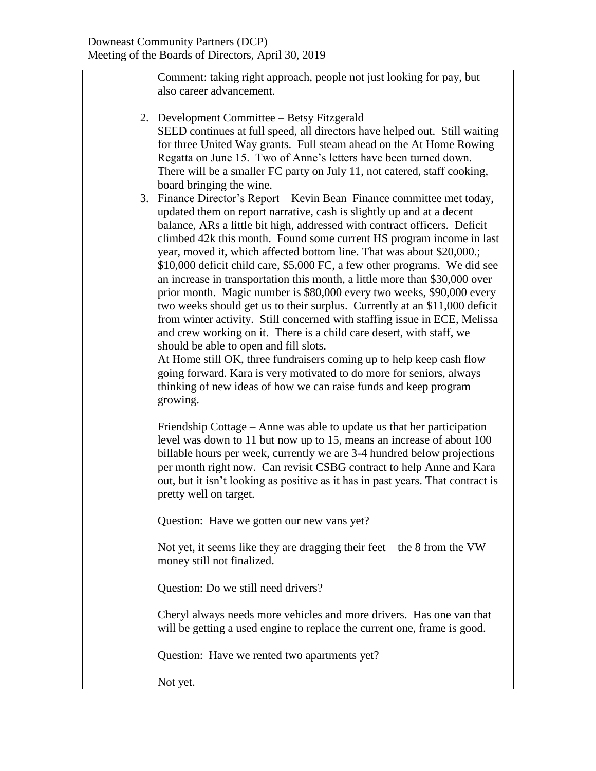Comment: taking right approach, people not just looking for pay, but also career advancement.

2. Development Committee – Betsy Fitzgerald
   SEED continues at full speed, all directors have helped out. Still waiting for three United Way grants. Full steam ahead on the At Home Rowing Regatta on June 15. Two of Anne's letters have been turned down. There will be a smaller FC party on July 11, not catered, staff cooking, board bringing the wine.
3. Finance Director's Report – Kevin Bean Finance committee met today, updated them on report narrative, cash is slightly up and at a decent balance, ARs a little bit high, addressed with contract officers. Deficit climbed 42k this month. Found some current HS program income in last year, moved it, which affected bottom line. That was about $20,000.; $10,000 deficit child care, $5,000 FC, a few other programs. We did see an increase in transportation this month, a little more than $30,000 over prior month. Magic number is $80,000 every two weeks, $90,000 every two weeks should get us to their surplus. Currently at an $11,000 deficit from winter activity. Still concerned with staffing issue in ECE, Melissa and crew working on it. There is a child care desert, with staff, we should be able to open and fill slots.
   At Home still OK, three fundraisers coming up to help keep cash flow going forward. Kara is very motivated to do more for seniors, always thinking of new ideas of how we can raise funds and keep program growing.

   Friendship Cottage – Anne was able to update us that her participation level was down to 11 but now up to 15, means an increase of about 100 billable hours per week, currently we are 3-4 hundred below projections per month right now. Can revisit CSBG contract to help Anne and Kara out, but it isn't looking as positive as it has in past years. That contract is pretty well on target.

   Question: Have we gotten our new vans yet?

   Not yet, it seems like they are dragging their feet – the 8 from the VW money still not finalized.

   Question: Do we still need drivers?

   Cheryl always needs more vehicles and more drivers. Has one van that will be getting a used engine to replace the current one, frame is good.

   Question: Have we rented two apartments yet?

   Not yet.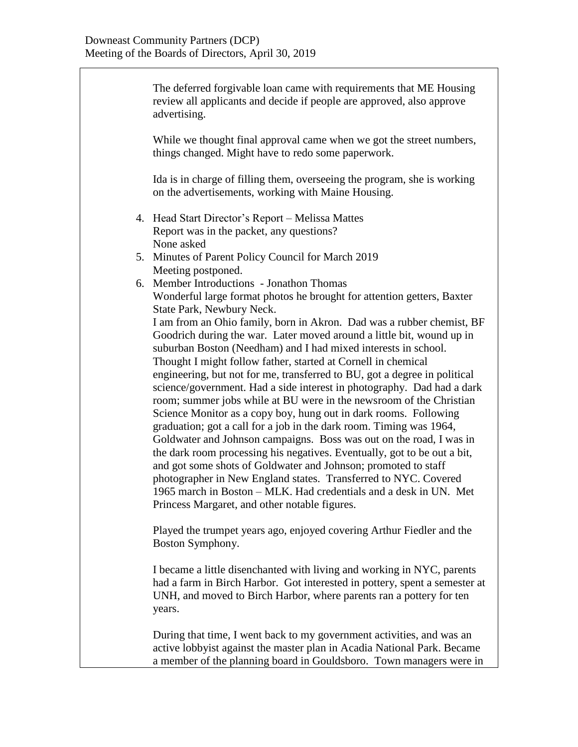The deferred forgivable loan came with requirements that ME Housing review all applicants and decide if people are approved, also approve advertising.

While we thought final approval came when we got the street numbers, things changed. Might have to redo some paperwork.

Ida is in charge of filling them, overseeing the program, she is working on the advertisements, working with Maine Housing.

4. Head Start Director's Report – Melissa Mattes
   Report was in the packet, any questions?
   None asked
5. Minutes of Parent Policy Council for March 2019
   Meeting postponed.
6. Member Introductions - Jonathon Thomas
   Wonderful large format photos he brought for attention getters, Baxter State Park, Newbury Neck.
   I am from an Ohio family, born in Akron. Dad was a rubber chemist, BF Goodrich during the war. Later moved around a little bit, wound up in suburban Boston (Needham) and I had mixed interests in school. Thought I might follow father, started at Cornell in chemical engineering, but not for me, transferred to BU, got a degree in political science/government. Had a side interest in photography. Dad had a dark room; summer jobs while at BU were in the newsroom of the Christian Science Monitor as a copy boy, hung out in dark rooms. Following graduation; got a call for a job in the dark room. Timing was 1964, Goldwater and Johnson campaigns. Boss was out on the road, I was in the dark room processing his negatives. Eventually, got to be out a bit, and got some shots of Goldwater and Johnson; promoted to staff photographer in New England states. Transferred to NYC. Covered 1965 march in Boston – MLK. Had credentials and a desk in UN. Met Princess Margaret, and other notable figures.

   Played the trumpet years ago, enjoyed covering Arthur Fiedler and the Boston Symphony.

   I became a little disenchanted with living and working in NYC, parents had a farm in Birch Harbor. Got interested in pottery, spent a semester at UNH, and moved to Birch Harbor, where parents ran a pottery for ten years.

   During that time, I went back to my government activities, and was an active lobbyist against the master plan in Acadia National Park. Became a member of the planning board in Gouldsboro. Town managers were in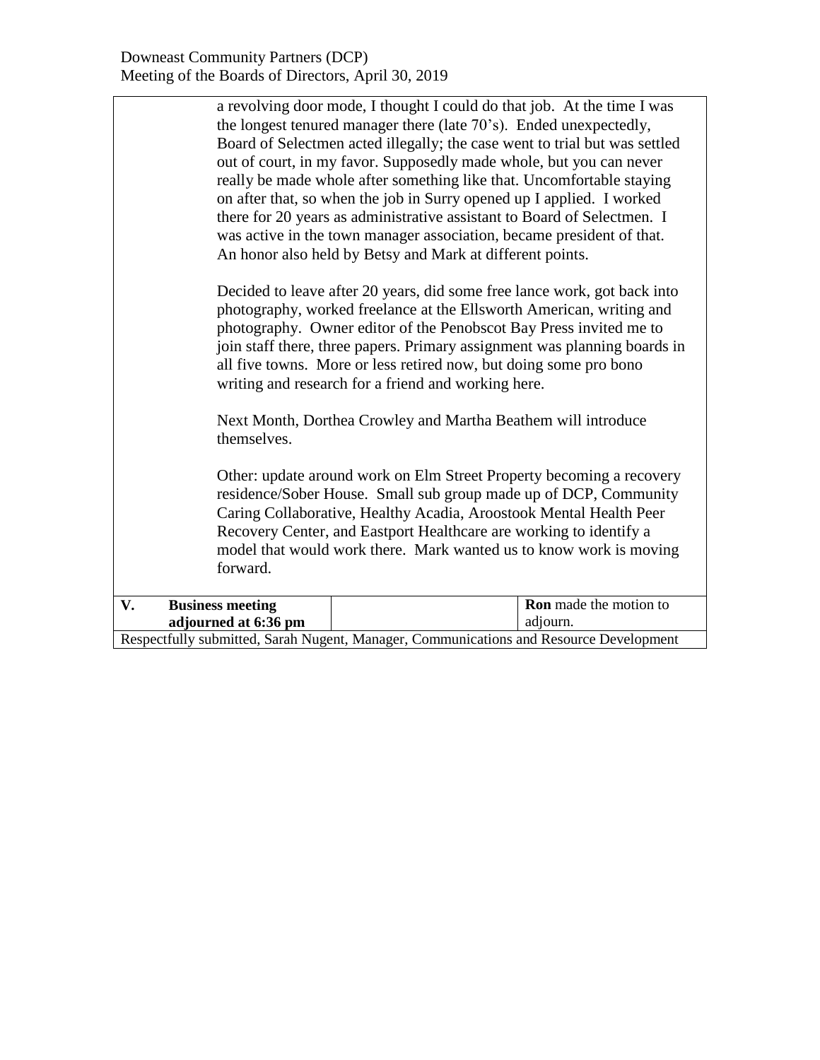a revolving door mode, I thought I could do that job. At the time I was the longest tenured manager there (late 70's). Ended unexpectedly, Board of Selectmen acted illegally; the case went to trial but was settled out of court, in my favor. Supposedly made whole, but you can never really be made whole after something like that. Uncomfortable staying on after that, so when the job in Surry opened up I applied. I worked there for 20 years as administrative assistant to Board of Selectmen. I was active in the town manager association, became president of that. An honor also held by Betsy and Mark at different points.

Decided to leave after 20 years, did some free lance work, got back into photography, worked freelance at the Ellsworth American, writing and photography. Owner editor of the Penobscot Bay Press invited me to join staff there, three papers. Primary assignment was planning boards in all five towns. More or less retired now, but doing some pro bono writing and research for a friend and working here.

Next Month, Dorthea Crowley and Martha Beathem will introduce themselves.

Other: update around work on Elm Street Property becoming a recovery residence/Sober House. Small sub group made up of DCP, Community Caring Collaborative, Healthy Acadia, Aroostook Mental Health Peer Recovery Center, and Eastport Healthcare are working to identify a model that would work there. Mark wanted us to know work is moving forward.

| | | |
|---|---|---|
| **V. Business meeting adjourned at 6:36 pm** | | **Ron** made the motion to adjourn. |

Respectfully submitted, Sarah Nugent, Manager, Communications and Resource Development